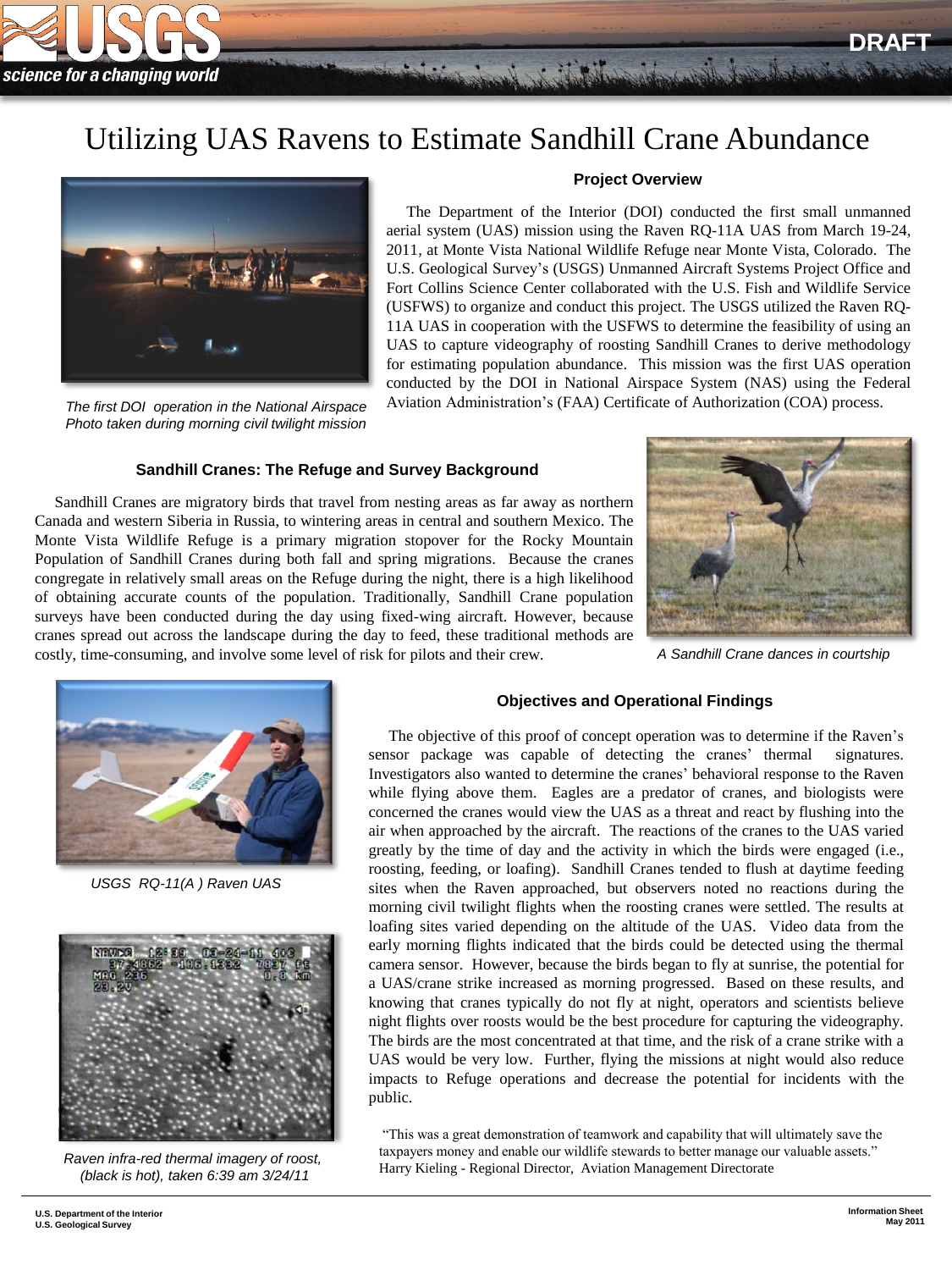DRAFT

# Utilizing UAS Ravens to Estimate Sandhill Crane Abundance

*The first DOI operation in the National Airspace Photo taken during morning civil twilight mission*

### Project Overview

The Department of the Interior (DOI) conducted the first small unmanned aerial system (UAS) mission using the Raven RQ-11A UAS from March 19-24, 2011, at Monte Vista National Wildlife Refuge near Monte Vista, Colorado. The U.S. Geological Survey's (USGS) Unmanned Aircraft Systems Project Office and Fort Collins Science Center collaborated with the U.S. Fish and Wildlife Service (USFWS) to organize and conduct this project. The USGS utilized the Raven RQ-11A UAS in cooperation with the USFWS to determine the feasibility of using an UAS to capture videography of roosting Sandhill Cranes to derive methodology for estimating population abundance. This mission was the first UAS operation conducted by the DOI in National Airspace System (NAS) using the Federal Aviation Administration's (FAA) Certificate of Authorization (COA) process.

### Sandhill Cranes: The Refuge and Survey Background

Sandhill Cranes are migratory birds that travel from nesting areas as far away as northern Canada and western Siberia in Russia, to wintering areas in central and southern Mexico. The Monte Vista Wildlife Refuge is a primary migration stopover for the Rocky Mountain Population of Sandhill Cranes during both fall and spring migrations. Because the cranes congregate in relatively small areas on the Refuge during the night, there is a high likelihood of obtaining accurate counts of the population. Traditionally, Sandhill Crane population surveys have been conducted during the day using fixed-wing aircraft. However, because cranes spread out across the landscape during the day to feed, these traditional methods are costly, time-consuming, and involve some level of risk for pilots and their crew.

*A Sandhill Crane dances in courtship*

*USGS RQ-11(A ) Raven UAS*

*Raven infra-red thermal imagery of roost, (black is hot), taken 6:39 am 3/24/11*

### Objectives and Operational Findings

The objective of this proof of concept operation was to determine if the Raven's sensor package was capable of detecting the cranes' thermal signatures. Investigators also wanted to determine the cranes' behavioral response to the Raven while flying above them. Eagles are a predator of cranes, and biologists were concerned the cranes would view the UAS as a threat and react by flushing into the air when approached by the aircraft. The reactions of the cranes to the UAS varied greatly by the time of day and the activity in which the birds were engaged (i.e., roosting, feeding, or loafing). Sandhill Cranes tended to flush at daytime feeding sites when the Raven approached, but observers noted no reactions during the morning civil twilight flights when the roosting cranes were settled. The results at loafing sites varied depending on the altitude of the UAS. Video data from the early morning flights indicated that the birds could be detected using the thermal camera sensor. However, because the birds began to fly at sunrise, the potential for a UAS/crane strike increased as morning progressed. Based on these results, and knowing that cranes typically do not fly at night, operators and scientists believe night flights over roosts would be the best procedure for capturing the videography. The birds are the most concentrated at that time, and the risk of a crane strike with a UAS would be very low. Further, flying the missions at night would also reduce impacts to Refuge operations and decrease the potential for incidents with the public.

"This was a great demonstration of teamwork and capability that will ultimately save the taxpayers money and enable our wildlife stewards to better manage our valuable assets."
Harry Kieling - Regional Director, Aviation Management Directorate

U.S. Department of the Interior
U.S. Geological Survey

Information Sheet
May 2011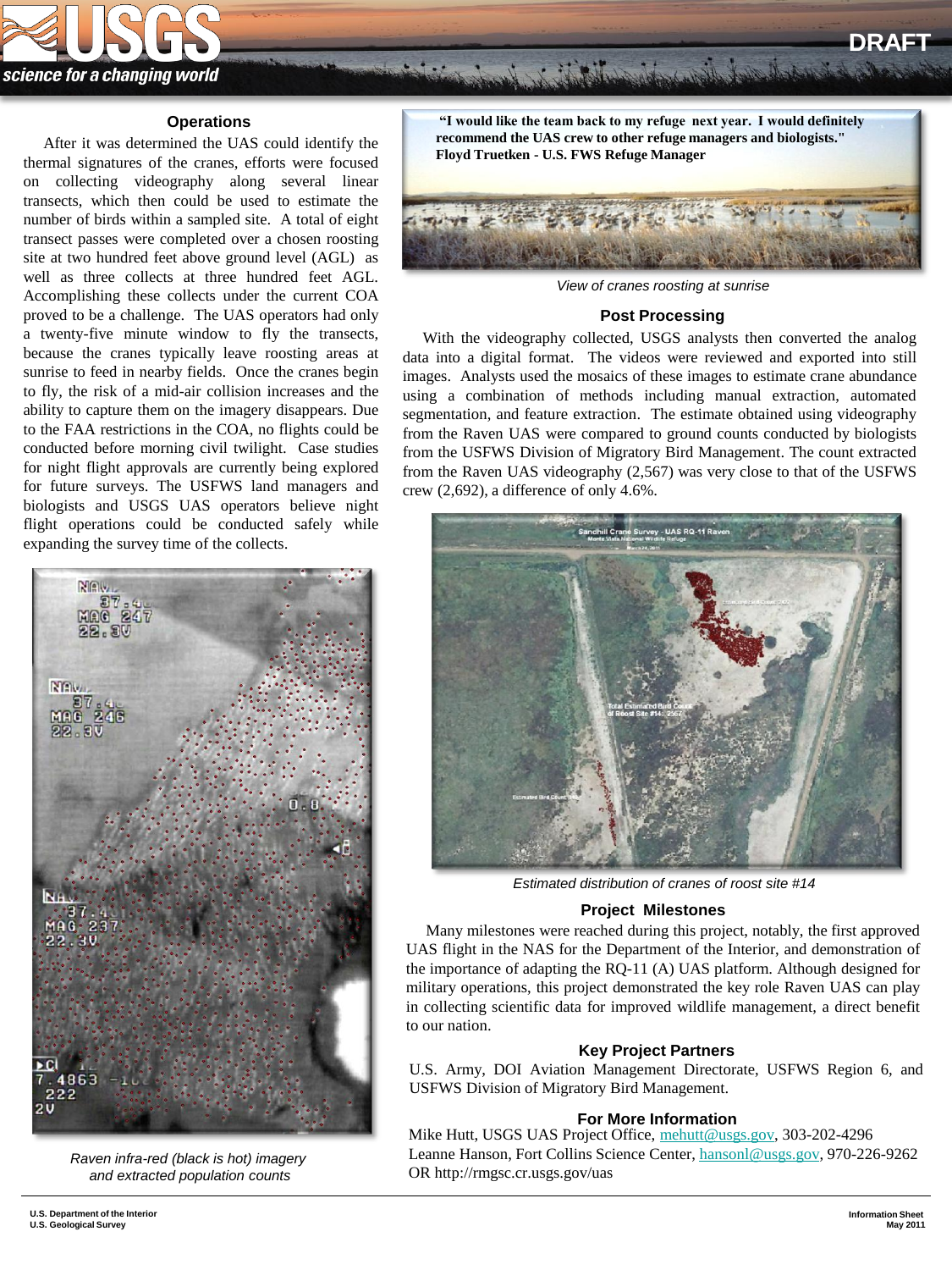DRAFT

## Operations

After it was determined the UAS could identify the thermal signatures of the cranes, efforts were focused on collecting videography along several linear transects, which then could be used to estimate the number of birds within a sampled site. A total of eight transect passes were completed over a chosen roosting site at two hundred feet above ground level (AGL) as well as three collects at three hundred feet AGL. Accomplishing these collects under the current COA proved to be a challenge. The UAS operators had only a twenty-five minute window to fly the transects, because the cranes typically leave roosting areas at sunrise to feed in nearby fields. Once the cranes begin to fly, the risk of a mid-air collision increases and the ability to capture them on the imagery disappears. Due to the FAA restrictions in the COA, no flights could be conducted before morning civil twilight. Case studies for night flight approvals are currently being explored for future surveys. The USFWS land managers and biologists and USGS UAS operators believe night flight operations could be conducted safely while expanding the survey time of the collects.

*Raven infra-red (black is hot) imagery and extracted population counts*

**"I would like the team back to my refuge next year. I would definitely recommend the UAS crew to other refuge managers and biologists." Floyd Truetken - U.S. FWS Refuge Manager**

*View of cranes roosting at sunrise*

## Post Processing

With the videography collected, USGS analysts then converted the analog data into a digital format. The videos were reviewed and exported into still images. Analysts used the mosaics of these images to estimate crane abundance using a combination of methods including manual extraction, automated segmentation, and feature extraction. The estimate obtained using videography from the Raven UAS were compared to ground counts conducted by biologists from the USFWS Division of Migratory Bird Management. The count extracted from the Raven UAS videography (2,567) was very close to that of the USFWS crew (2,692), a difference of only 4.6%.

*Estimated distribution of cranes of roost site #14*

## Project Milestones

Many milestones were reached during this project, notably, the first approved UAS flight in the NAS for the Department of the Interior, and demonstration of the importance of adapting the RQ-11 (A) UAS platform. Although designed for military operations, this project demonstrated the key role Raven UAS can play in collecting scientific data for improved wildlife management, a direct benefit to our nation.

## Key Project Partners

U.S. Army, DOI Aviation Management Directorate, USFWS Region 6, and USFWS Division of Migratory Bird Management.

## For More Information

Mike Hutt, USGS UAS Project Office, mehutt@usgs.gov, 303-202-4296
Leanne Hanson, Fort Collins Science Center, hansonl@usgs.gov, 970-226-9262
OR http://rmgsc.cr.usgs.gov/uas